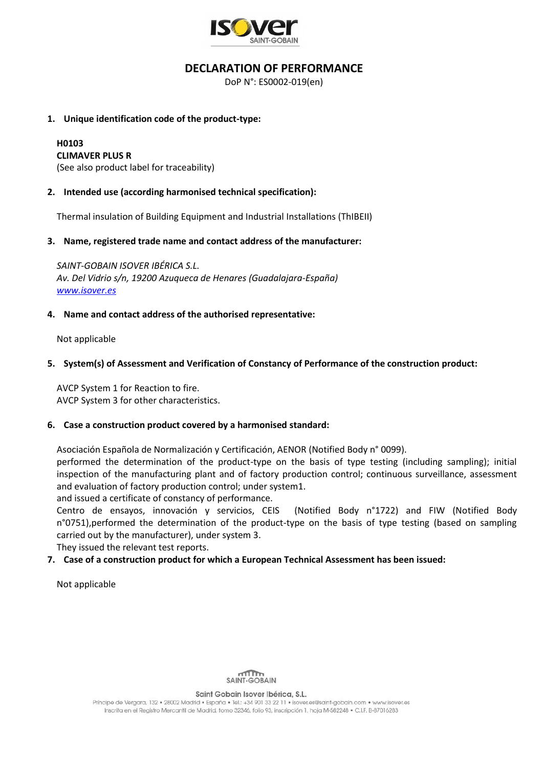# DECLARATION OF PERFORMANCE

DoP N°: ES0002-019(en)

1. **Unique identification code of the product-type:**

   **H0103**
   **CLIMAVER PLUS R**
   (See also product label for traceability)

2. **Intended use (according harmonised technical specification):**

   Thermal insulation of Building Equipment and Industrial Installations (ThIBEII)

3. **Name, registered trade name and contact address of the manufacturer:**

   *SAINT-GOBAIN ISOVER IBÉRICA S.L.*
   *Av. Del Vidrio s/n, 19200 Azuqueca de Henares (Guadalajara-España)*
   *www.isover.es*

4. **Name and contact address of the authorised representative:**

   Not applicable

5. **System(s) of Assessment and Verification of Constancy of Performance of the construction product:**

   AVCP System 1 for Reaction to fire.
   AVCP System 3 for other characteristics.

6. **Case a construction product covered by a harmonised standard:**

   Asociación Española de Normalización y Certificación, AENOR (Notified Body n° 0099).
   performed the determination of the product-type on the basis of type testing (including sampling); initial inspection of the manufacturing plant and of factory production control; continuous surveillance, assessment and evaluation of factory production control; under system1.
   and issued a certificate of constancy of performance.
   Centro de ensayos, innovación y servicios, CEIS (Notified Body n°1722) and FIW (Notified Body n°0751),performed the determination of the product-type on the basis of type testing (based on sampling carried out by the manufacturer), under system 3.
   They issued the relevant test reports.

7. **Case of a construction product for which a European Technical Assessment has been issued:**

   Not applicable

Saint Gobain Isover Ibérica, S.L.
Príncipe de Vergara, 132 • 28002 Madrid • España • Tel.: +34 901 33 22 11 • isover.es@saint-gobain.com • www.isover.es
Inscrita en el Registro Mercantil de Madrid, tomo 32346, folio 93, inscripción 1, hoja M-582248 • C.I.F. B-87016283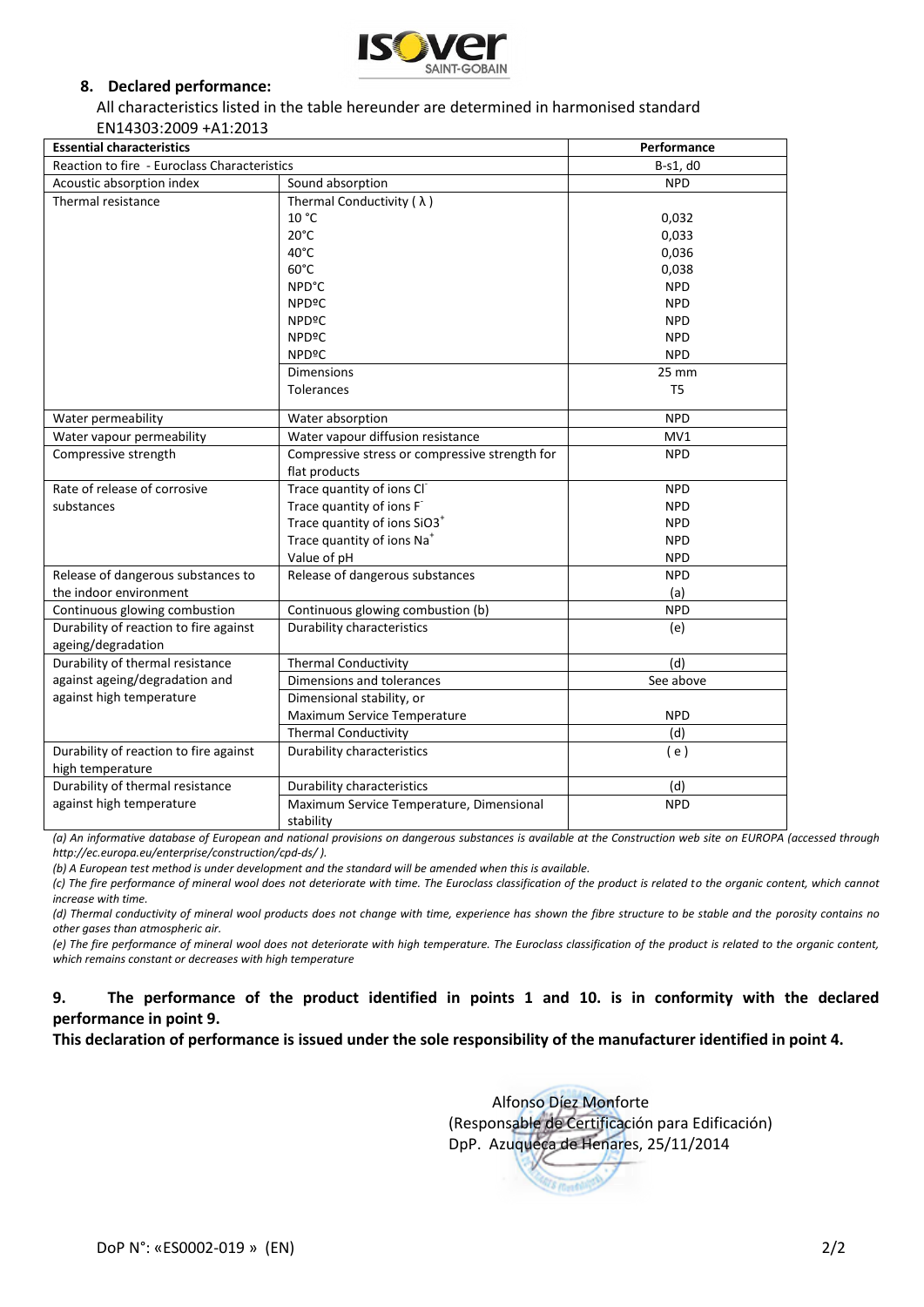## 8. Declared performance:

All characteristics listed in the table hereunder are determined in harmonised standard EN14303:2009 +A1:2013

| Essential characteristics | | Performance |
|---|---|---|
| Reaction to fire - Euroclass Characteristics | | B-s1, d0 |
| Acoustic absorption index | Sound absorption | NPD |
| Thermal resistance | Thermal Conductivity ( λ ) | |
| | 10 °C | 0,032 |
| | 20°C | 0,033 |
| | 40°C | 0,036 |
| | 60°C | 0,038 |
| | NPD°C | NPD |
| | NPDºC | NPD |
| | NPDºC | NPD |
| | NPDºC | NPD |
| | NPDºC | NPD |
| | Dimensions | 25 mm |
| | Tolerances | T5 |
| Water permeability | Water absorption | NPD |
| Water vapour permeability | Water vapour diffusion resistance | MV1 |
| Compressive strength | Compressive stress or compressive strength for flat products | NPD |
| Rate of release of corrosive substances | Trace quantity of ions $Cl^-$ | NPD |
| | Trace quantity of ions $F^-$ | NPD |
| | Trace quantity of ions $SiO3^+$ | NPD |
| | Trace quantity of ions $Na^+$ | NPD |
| | Value of pH | NPD |
| Release of dangerous substances to the indoor environment | Release of dangerous substances | NPD (a) |
| Continuous glowing combustion | Continuous glowing combustion (b) | NPD |
| Durability of reaction to fire against ageing/degradation | Durability characteristics | (e) |
| Durability of thermal resistance against ageing/degradation and against high temperature | Thermal Conductivity | (d) |
| | Dimensions and tolerances | See above |
| | Dimensional stability, or Maximum Service Temperature | NPD |
| | Thermal Conductivity | (d) |
| Durability of reaction to fire against high temperature | Durability characteristics | ( e ) |
| Durability of thermal resistance against high temperature | Durability characteristics | (d) |
| | Maximum Service Temperature, Dimensional stability | NPD |

*(a) An informative database of European and national provisions on dangerous substances is available at the Construction web site on EUROPA (accessed through http://ec.europa.eu/enterprise/construction/cpd-ds/ ).*

*(b) A European test method is under development and the standard will be amended when this is available.*

*(c) The fire performance of mineral wool does not deteriorate with time. The Euroclass classification of the product is related to the organic content, which cannot increase with time.*

*(d) Thermal conductivity of mineral wool products does not change with time, experience has shown the fibre structure to be stable and the porosity contains no other gases than atmospheric air.*

*(e) The fire performance of mineral wool does not deteriorate with high temperature. The Euroclass classification of the product is related to the organic content, which remains constant or decreases with high temperature*

**9. The performance of the product identified in points 1 and 10. is in conformity with the declared performance in point 9.**

**This declaration of performance is issued under the sole responsibility of the manufacturer identified in point 4.**

Alfonso Díez Monforte
(Responsable de Certificación para Edificación)
DpP. Azuqueca de Henares, 25/11/2014

DoP N°: «ES0002-019 » (EN)